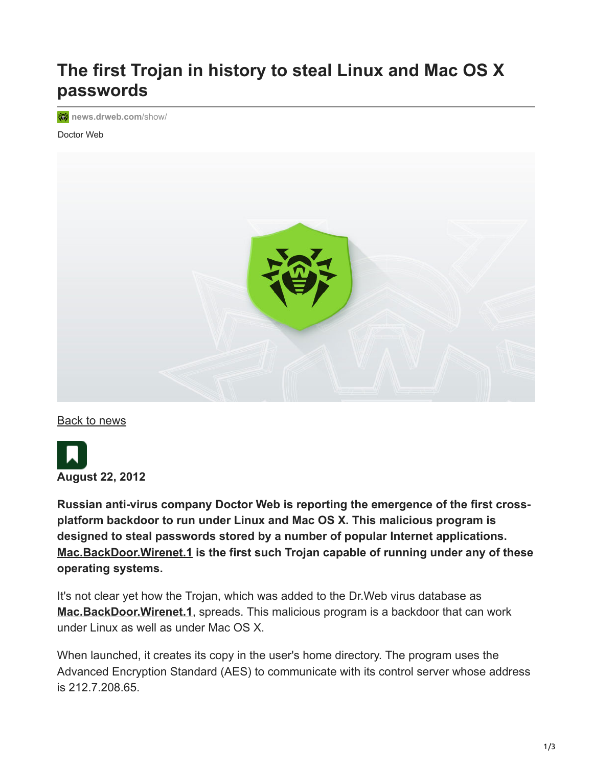# The first Trojan in history to steal Linux and Mac OS X passwords

news.drweb.com/show/

Doctor Web

Back to news

**August 22, 2012**

**Russian anti-virus company Doctor Web is reporting the emergence of the first cross-platform backdoor to run under Linux and Mac OS X. This malicious program is designed to steal passwords stored by a number of popular Internet applications. Mac.BackDoor.Wirenet.1 is the first such Trojan capable of running under any of these operating systems.**

It's not clear yet how the Trojan, which was added to the Dr.Web virus database as **Mac.BackDoor.Wirenet.1**, spreads. This malicious program is a backdoor that can work under Linux as well as under Mac OS X.

When launched, it creates its copy in the user's home directory. The program uses the Advanced Encryption Standard (AES) to communicate with its control server whose address is 212.7.208.65.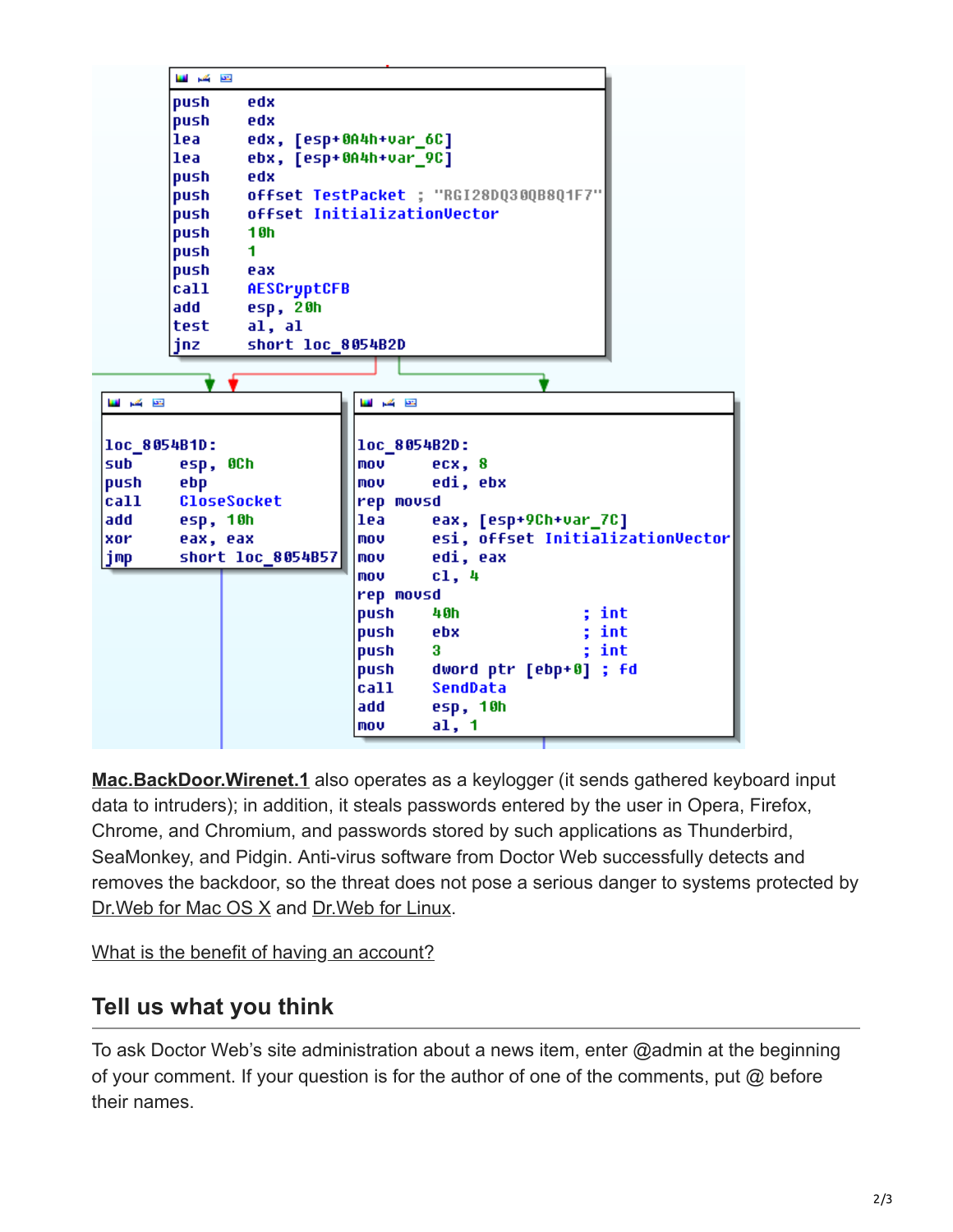```
push    edx
push    edx
lea     edx, [esp+0A4h+var_6C]
lea     ebx, [esp+0A4h+var_9C]
push    edx
push    offset TestPacket ; "RGI28DQ30QB8Q1F7"
push    offset InitializationVector
push    10h
push    1
push    eax
call    AESCryptCFB
add     esp, 20h
test    al, al
jnz     short loc_8054B2D
```

```
loc_8054B1D:
sub     esp, 0Ch
push    ebp
call    CloseSocket
add     esp, 10h
xor     eax, eax
jmp     short loc_8054B57
```

```
loc_8054B2D:
mov     ecx, 8
mov     edi, ebx
rep movsd
lea     eax, [esp+9Ch+var_7C]
mov     esi, offset InitializationVector
mov     edi, eax
mov     cl, 4
rep movsd
push    40h             ; int
push    ebx             ; int
push    3               ; int
push    dword ptr [ebp+0] ; fd
call    SendData
add     esp, 10h
mov     al, 1
```

Mac.BackDoor.Wirenet.1 also operates as a keylogger (it sends gathered keyboard input data to intruders); in addition, it steals passwords entered by the user in Opera, Firefox, Chrome, and Chromium, and passwords stored by such applications as Thunderbird, SeaMonkey, and Pidgin. Anti-virus software from Doctor Web successfully detects and removes the backdoor, so the threat does not pose a serious danger to systems protected by Dr.Web for Mac OS X and Dr.Web for Linux.

What is the benefit of having an account?

## Tell us what you think

To ask Doctor Web's site administration about a news item, enter @admin at the beginning of your comment. If your question is for the author of one of the comments, put @ before their names.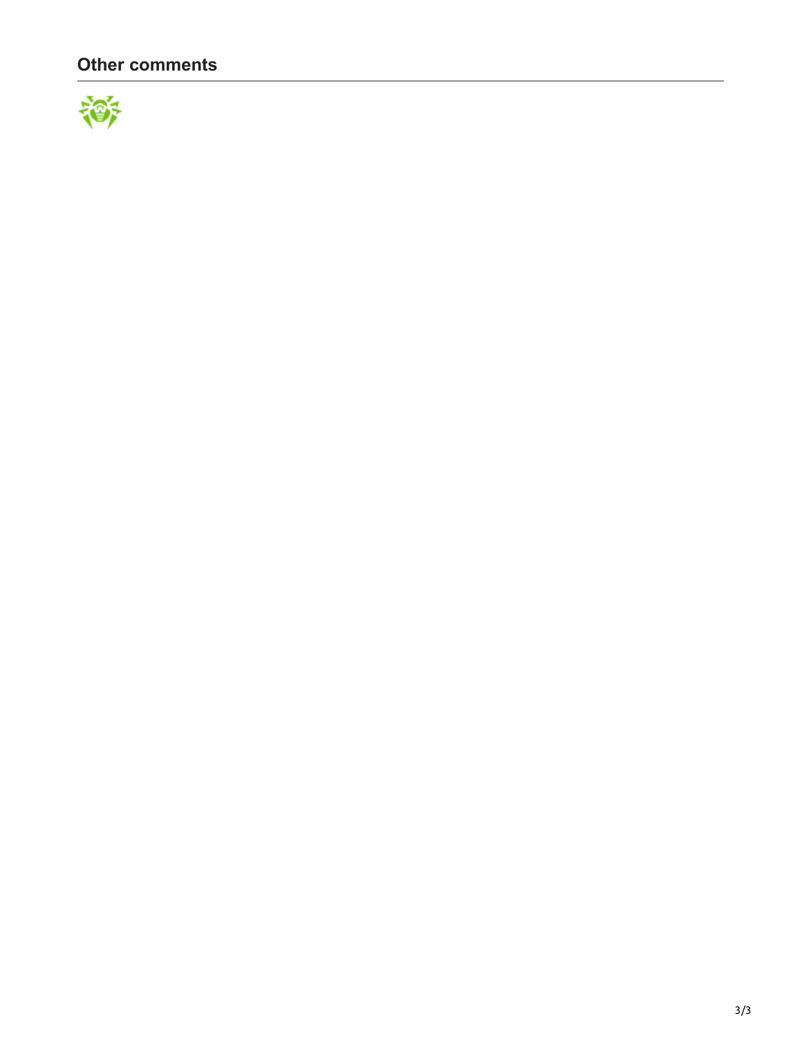## Other comments